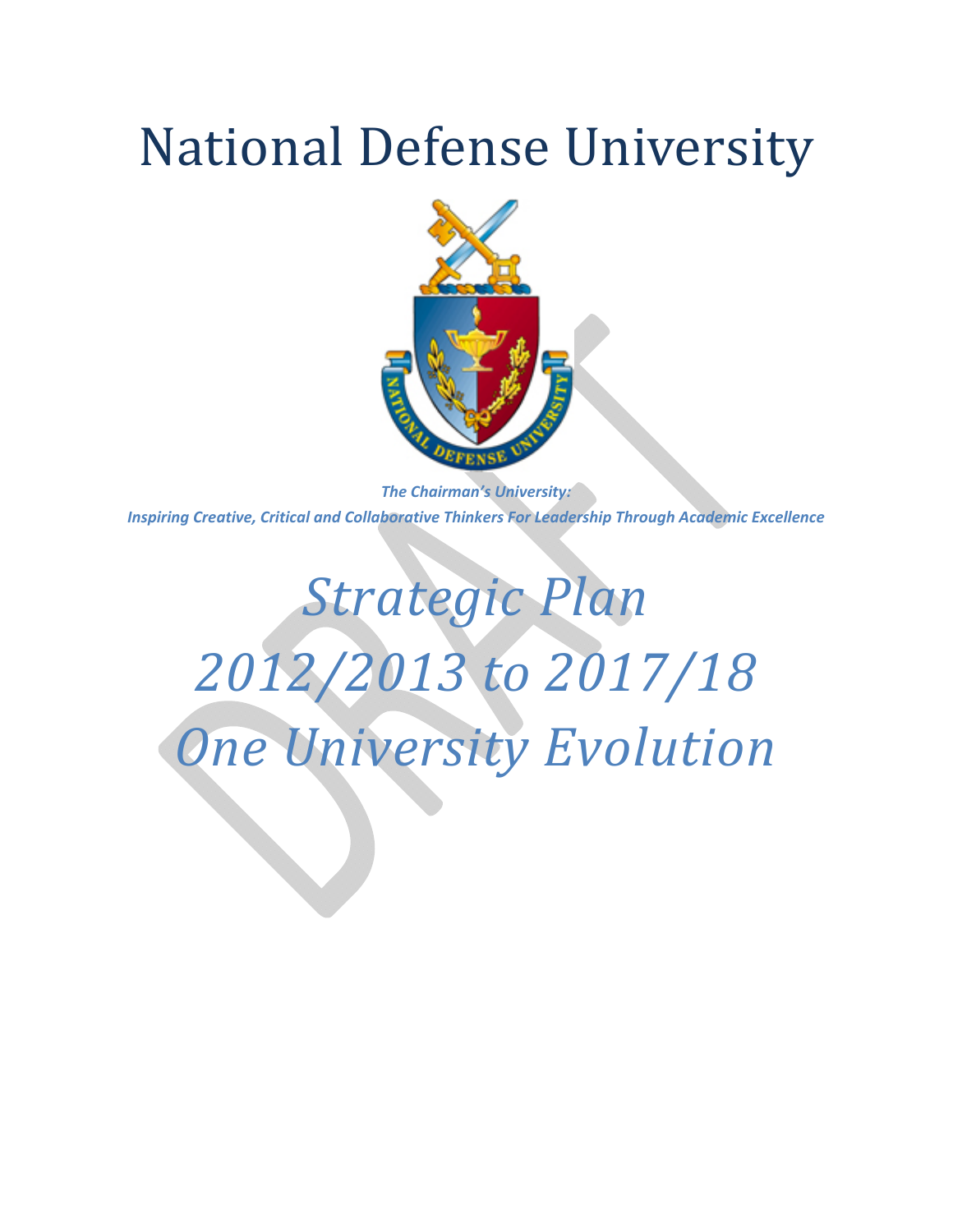# National Defense University

***The Chairman's University:***
***Inspiring Creative, Critical and Collaborative Thinkers For Leadership Through Academic Excellence***

# *Strategic Plan 2012/2013 to 2017/18 One University Evolution*

DRAFT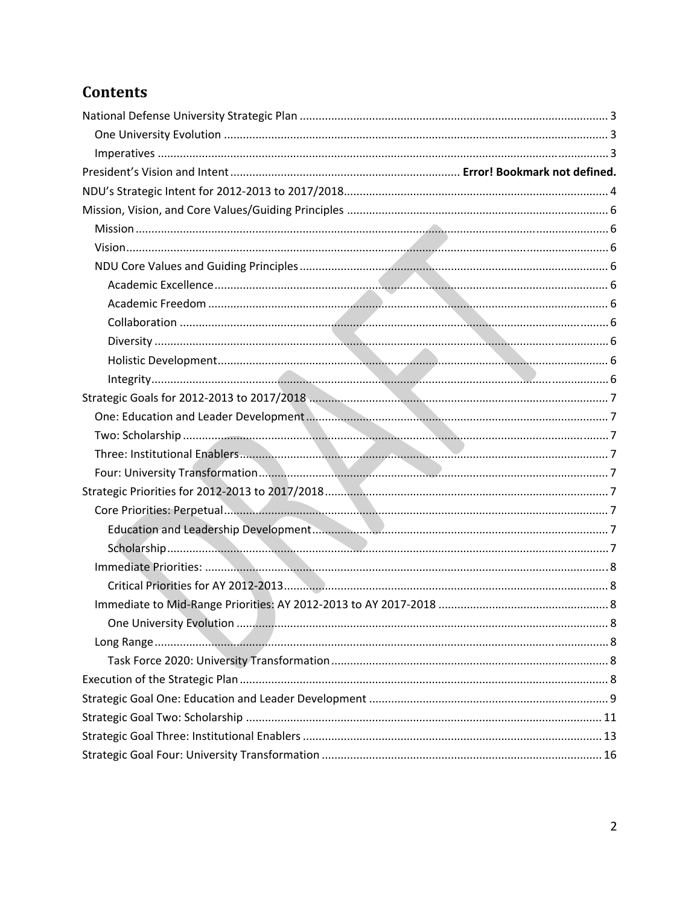# Contents

- National Defense University Strategic Plan ..... 3
  - One University Evolution ..... 3
  - Imperatives ..... 3
- President's Vision and Intent ..... **Error! Bookmark not defined.**
- NDU's Strategic Intent for 2012-2013 to 2017/2018 ..... 4
- Mission, Vision, and Core Values/Guiding Principles ..... 6
  - Mission ..... 6
  - Vision ..... 6
  - NDU Core Values and Guiding Principles ..... 6
    - Academic Excellence ..... 6
    - Academic Freedom ..... 6
    - Collaboration ..... 6
    - Diversity ..... 6
    - Holistic Development ..... 6
    - Integrity ..... 6
- Strategic Goals for 2012-2013 to 2017/2018 ..... 7
  - One: Education and Leader Development ..... 7
  - Two: Scholarship ..... 7
  - Three: Institutional Enablers ..... 7
  - Four: University Transformation ..... 7
- Strategic Priorities for 2012-2013 to 2017/2018 ..... 7
  - Core Priorities: Perpetual ..... 7
    - Education and Leadership Development ..... 7
    - Scholarship ..... 7
  - Immediate Priorities: ..... 8
    - Critical Priorities for AY 2012-2013 ..... 8
  - Immediate to Mid-Range Priorities: AY 2012-2013 to AY 2017-2018 ..... 8
    - One University Evolution ..... 8
  - Long Range ..... 8
    - Task Force 2020: University Transformation ..... 8
- Execution of the Strategic Plan ..... 8
- Strategic Goal One: Education and Leader Development ..... 9
- Strategic Goal Two: Scholarship ..... 11
- Strategic Goal Three: Institutional Enablers ..... 13
- Strategic Goal Four: University Transformation ..... 16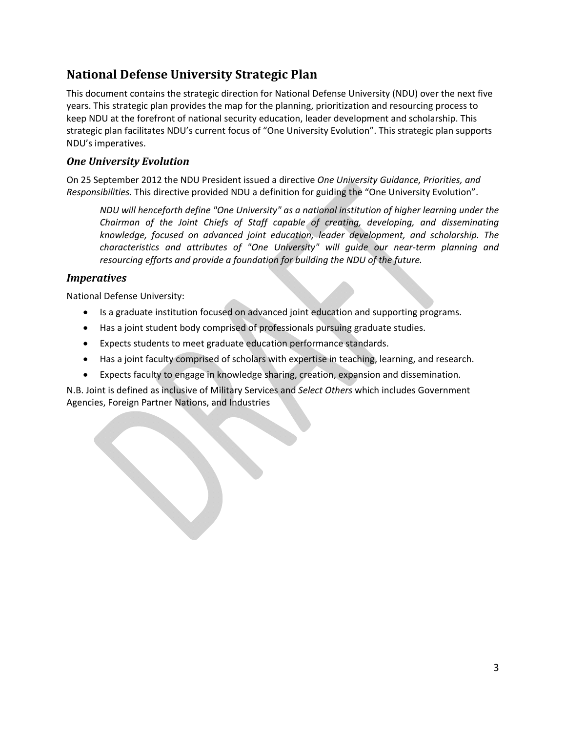## National Defense University Strategic Plan

This document contains the strategic direction for National Defense University (NDU) over the next five years. This strategic plan provides the map for the planning, prioritization and resourcing process to keep NDU at the forefront of national security education, leader development and scholarship. This strategic plan facilitates NDU's current focus of "One University Evolution". This strategic plan supports NDU's imperatives.

### *One University Evolution*

On 25 September 2012 the NDU President issued a directive *One University Guidance, Priorities, and Responsibilities*. This directive provided NDU a definition for guiding the "One University Evolution".

> *NDU will henceforth define "One University" as a national institution of higher learning under the Chairman of the Joint Chiefs of Staff capable of creating, developing, and disseminating knowledge, focused on advanced joint education, leader development, and scholarship. The characteristics and attributes of "One University" will guide our near-term planning and resourcing efforts and provide a foundation for building the NDU of the future.*

### *Imperatives*

National Defense University:

- Is a graduate institution focused on advanced joint education and supporting programs.
- Has a joint student body comprised of professionals pursuing graduate studies.
- Expects students to meet graduate education performance standards.
- Has a joint faculty comprised of scholars with expertise in teaching, learning, and research.
- Expects faculty to engage in knowledge sharing, creation, expansion and dissemination.

N.B. Joint is defined as inclusive of Military Services and *Select Others* which includes Government Agencies, Foreign Partner Nations, and Industries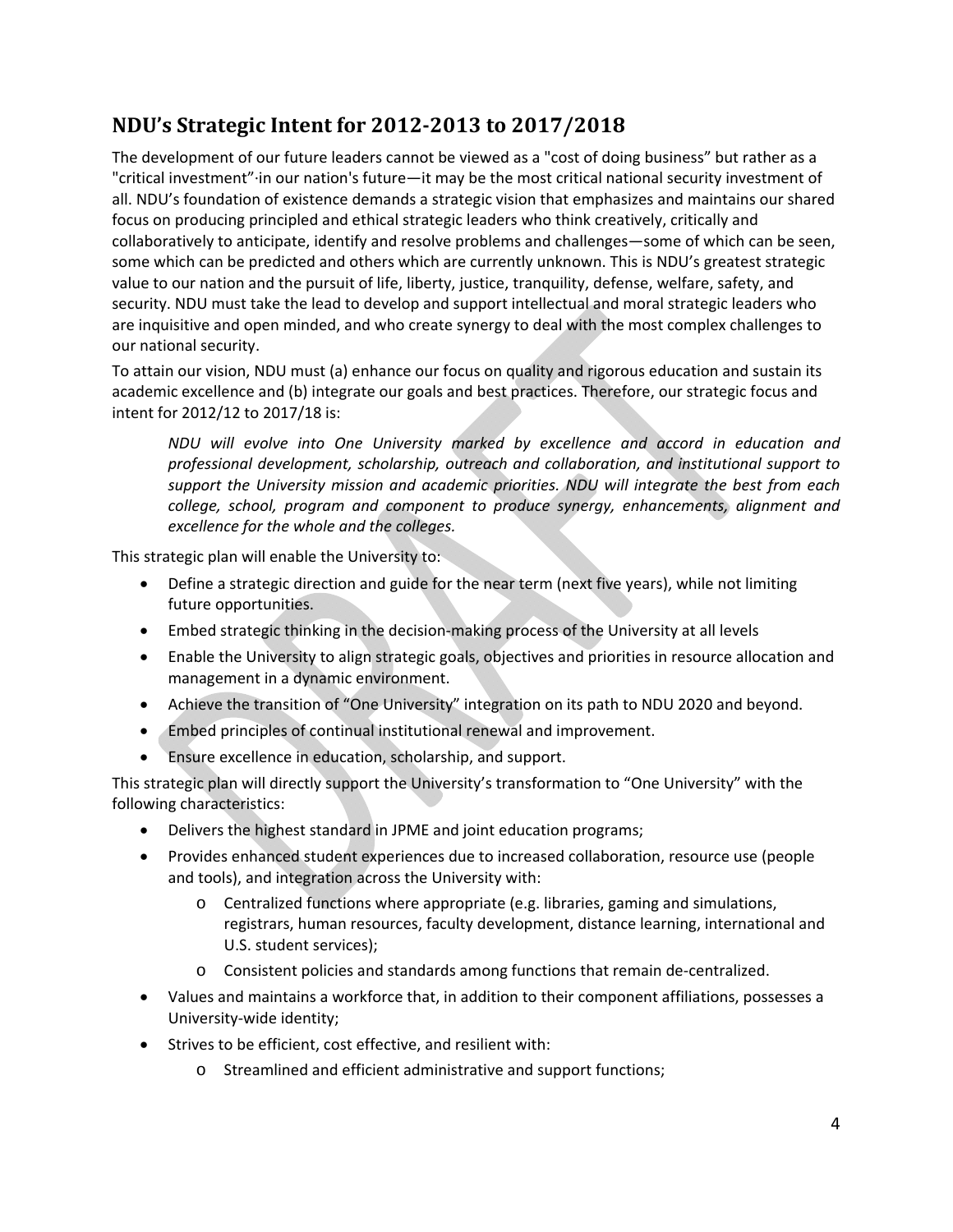## NDU's Strategic Intent for 2012-2013 to 2017/2018

The development of our future leaders cannot be viewed as a "cost of doing business" but rather as a "critical investment"·in our nation's future—it may be the most critical national security investment of all. NDU's foundation of existence demands a strategic vision that emphasizes and maintains our shared focus on producing principled and ethical strategic leaders who think creatively, critically and collaboratively to anticipate, identify and resolve problems and challenges—some of which can be seen, some which can be predicted and others which are currently unknown. This is NDU's greatest strategic value to our nation and the pursuit of life, liberty, justice, tranquility, defense, welfare, safety, and security. NDU must take the lead to develop and support intellectual and moral strategic leaders who are inquisitive and open minded, and who create synergy to deal with the most complex challenges to our national security.

To attain our vision, NDU must (a) enhance our focus on quality and rigorous education and sustain its academic excellence and (b) integrate our goals and best practices. Therefore, our strategic focus and intent for 2012/12 to 2017/18 is:

> *NDU will evolve into One University marked by excellence and accord in education and professional development, scholarship, outreach and collaboration, and institutional support to support the University mission and academic priorities. NDU will integrate the best from each college, school, program and component to produce synergy, enhancements, alignment and excellence for the whole and the colleges.*

This strategic plan will enable the University to:

- Define a strategic direction and guide for the near term (next five years), while not limiting future opportunities.
- Embed strategic thinking in the decision-making process of the University at all levels
- Enable the University to align strategic goals, objectives and priorities in resource allocation and management in a dynamic environment.
- Achieve the transition of "One University" integration on its path to NDU 2020 and beyond.
- Embed principles of continual institutional renewal and improvement.
- Ensure excellence in education, scholarship, and support.

This strategic plan will directly support the University's transformation to "One University" with the following characteristics:

- Delivers the highest standard in JPME and joint education programs;
- Provides enhanced student experiences due to increased collaboration, resource use (people and tools), and integration across the University with:
  - Centralized functions where appropriate (e.g. libraries, gaming and simulations, registrars, human resources, faculty development, distance learning, international and U.S. student services);
  - Consistent policies and standards among functions that remain de-centralized.
- Values and maintains a workforce that, in addition to their component affiliations, possesses a University-wide identity;
- Strives to be efficient, cost effective, and resilient with:
  - Streamlined and efficient administrative and support functions;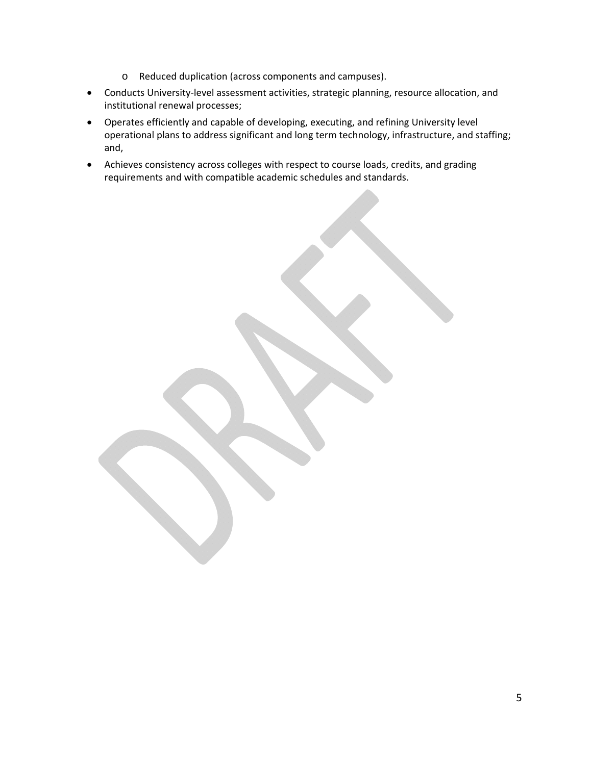- Reduced duplication (across components and campuses).
- Conducts University-level assessment activities, strategic planning, resource allocation, and institutional renewal processes;
- Operates efficiently and capable of developing, executing, and refining University level operational plans to address significant and long term technology, infrastructure, and staffing; and,
- Achieves consistency across colleges with respect to course loads, credits, and grading requirements and with compatible academic schedules and standards.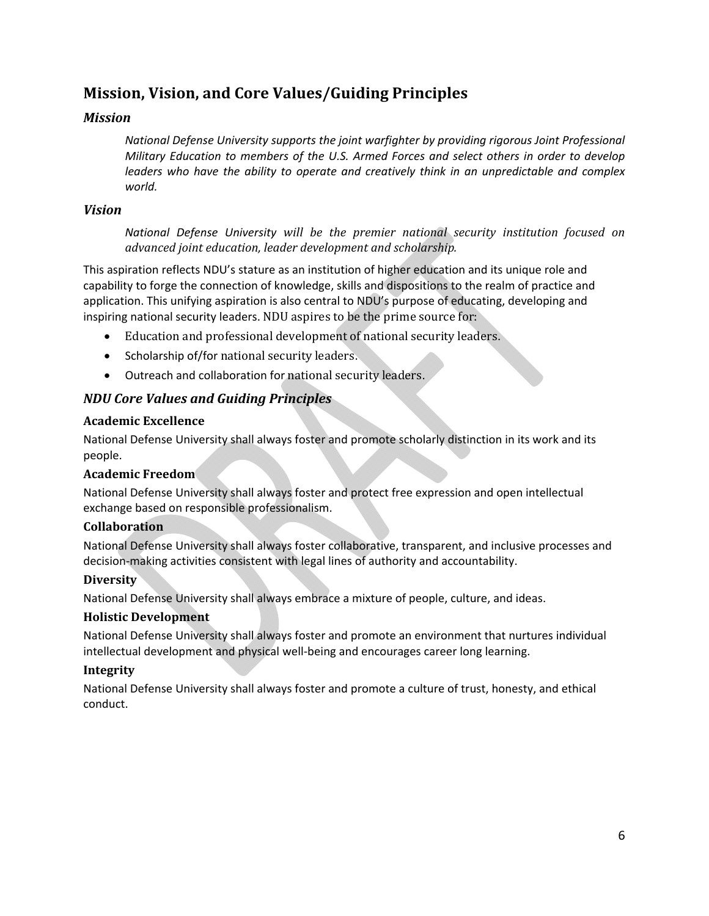## Mission, Vision, and Core Values/Guiding Principles

### *Mission*

> *National Defense University supports the joint warfighter by providing rigorous Joint Professional Military Education to members of the U.S. Armed Forces and select others in order to develop leaders who have the ability to operate and creatively think in an unpredictable and complex world.*

### *Vision*

> *National Defense University will be the premier national security institution focused on advanced joint education, leader development and scholarship.*

This aspiration reflects NDU's stature as an institution of higher education and its unique role and capability to forge the connection of knowledge, skills and dispositions to the realm of practice and application. This unifying aspiration is also central to NDU's purpose of educating, developing and inspiring national security leaders. NDU aspires to be the prime source for:

- Education and professional development of national security leaders.
- Scholarship of/for national security leaders.
- Outreach and collaboration for national security leaders.

### *NDU Core Values and Guiding Principles*

#### Academic Excellence

National Defense University shall always foster and promote scholarly distinction in its work and its people.

#### Academic Freedom

National Defense University shall always foster and protect free expression and open intellectual exchange based on responsible professionalism.

#### Collaboration

National Defense University shall always foster collaborative, transparent, and inclusive processes and decision-making activities consistent with legal lines of authority and accountability.

#### Diversity

National Defense University shall always embrace a mixture of people, culture, and ideas.

#### Holistic Development

National Defense University shall always foster and promote an environment that nurtures individual intellectual development and physical well-being and encourages career long learning.

#### Integrity

National Defense University shall always foster and promote a culture of trust, honesty, and ethical conduct.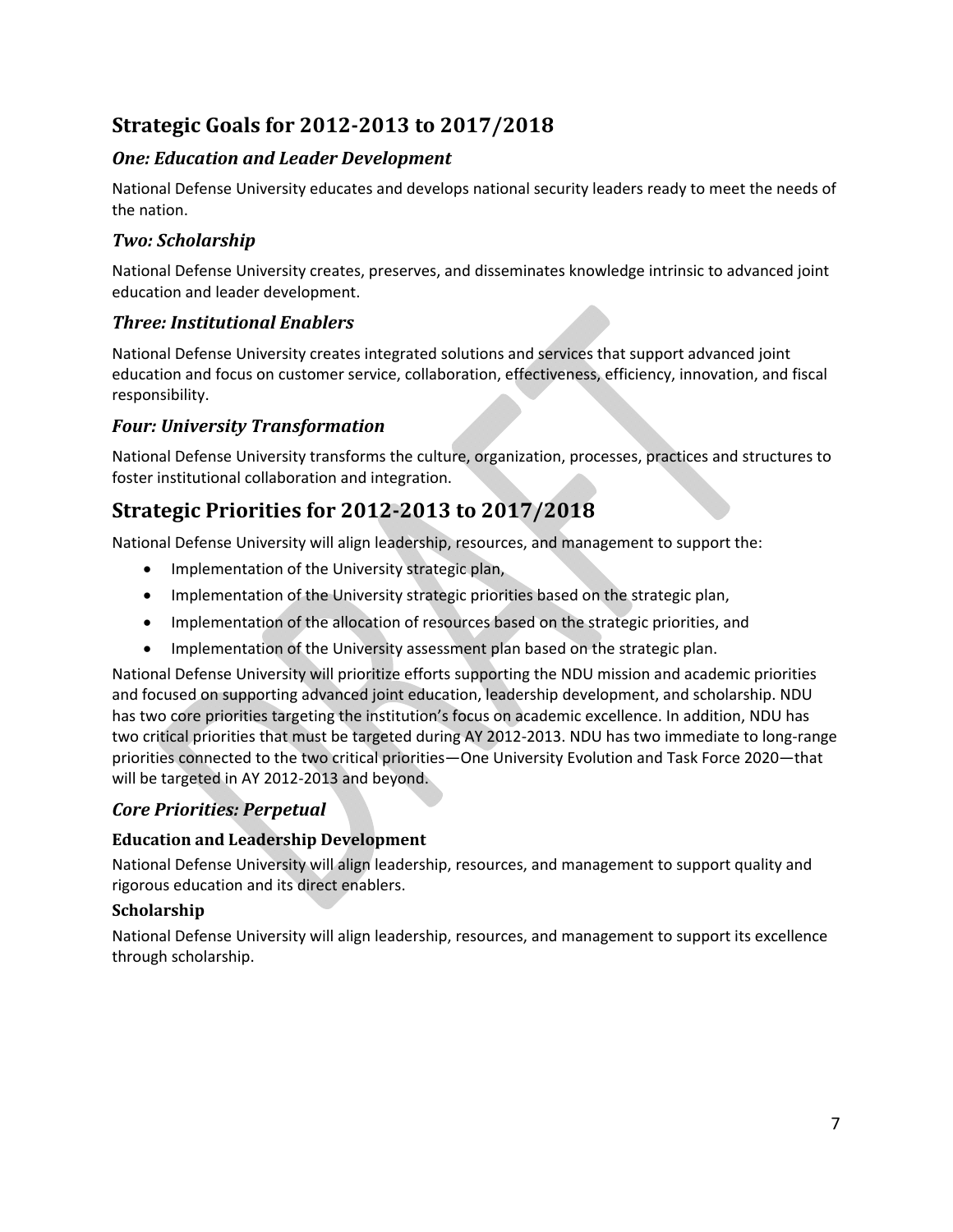## Strategic Goals for 2012-2013 to 2017/2018

### *One: Education and Leader Development*

National Defense University educates and develops national security leaders ready to meet the needs of the nation.

### *Two: Scholarship*

National Defense University creates, preserves, and disseminates knowledge intrinsic to advanced joint education and leader development.

### *Three: Institutional Enablers*

National Defense University creates integrated solutions and services that support advanced joint education and focus on customer service, collaboration, effectiveness, efficiency, innovation, and fiscal responsibility.

### *Four: University Transformation*

National Defense University transforms the culture, organization, processes, practices and structures to foster institutional collaboration and integration.

## Strategic Priorities for 2012-2013 to 2017/2018

National Defense University will align leadership, resources, and management to support the:

- Implementation of the University strategic plan,
- Implementation of the University strategic priorities based on the strategic plan,
- Implementation of the allocation of resources based on the strategic priorities, and
- Implementation of the University assessment plan based on the strategic plan.

National Defense University will prioritize efforts supporting the NDU mission and academic priorities and focused on supporting advanced joint education, leadership development, and scholarship. NDU has two core priorities targeting the institution's focus on academic excellence. In addition, NDU has two critical priorities that must be targeted during AY 2012-2013. NDU has two immediate to long-range priorities connected to the two critical priorities—One University Evolution and Task Force 2020—that will be targeted in AY 2012-2013 and beyond.

### *Core Priorities: Perpetual*

#### Education and Leadership Development

National Defense University will align leadership, resources, and management to support quality and rigorous education and its direct enablers.

#### Scholarship

National Defense University will align leadership, resources, and management to support its excellence through scholarship.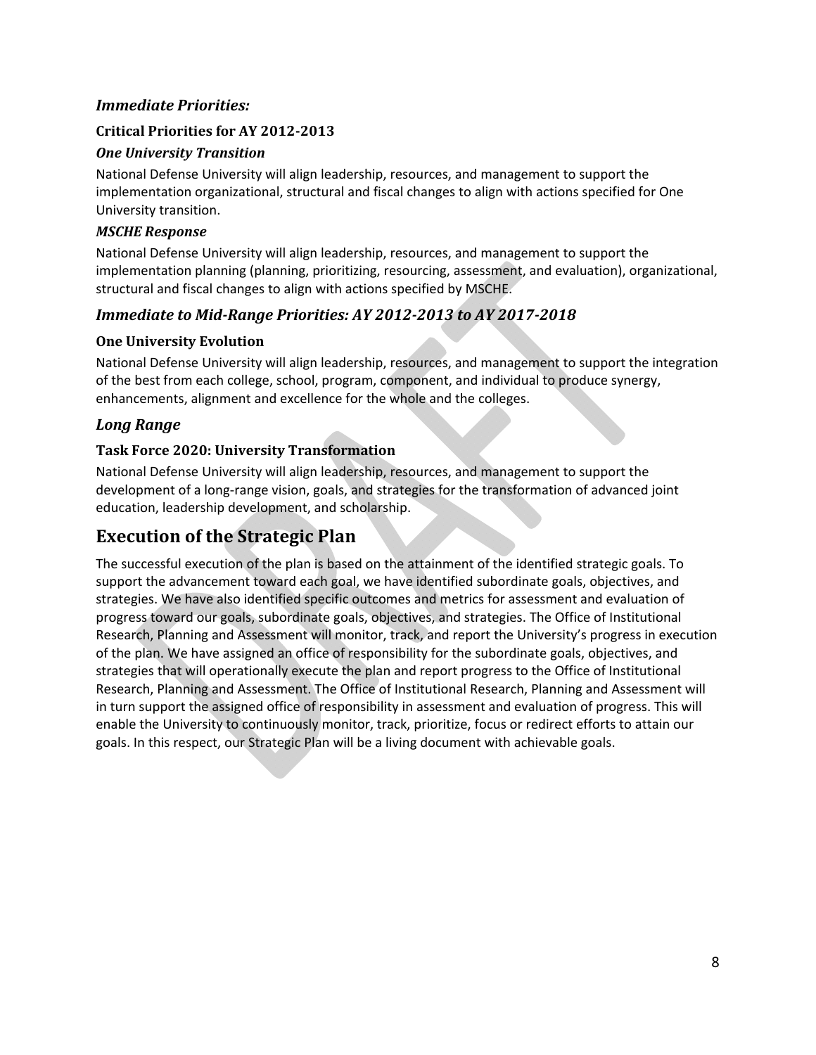### *Immediate Priorities:*

#### Critical Priorities for AY 2012-2013

#### *One University Transition*

National Defense University will align leadership, resources, and management to support the implementation organizational, structural and fiscal changes to align with actions specified for One University transition.

#### *MSCHE Response*

National Defense University will align leadership, resources, and management to support the implementation planning (planning, prioritizing, resourcing, assessment, and evaluation), organizational, structural and fiscal changes to align with actions specified by MSCHE.

### *Immediate to Mid-Range Priorities: AY 2012-2013 to AY 2017-2018*

#### One University Evolution

National Defense University will align leadership, resources, and management to support the integration of the best from each college, school, program, component, and individual to produce synergy, enhancements, alignment and excellence for the whole and the colleges.

### *Long Range*

#### Task Force 2020: University Transformation

National Defense University will align leadership, resources, and management to support the development of a long-range vision, goals, and strategies for the transformation of advanced joint education, leadership development, and scholarship.

## Execution of the Strategic Plan

The successful execution of the plan is based on the attainment of the identified strategic goals. To support the advancement toward each goal, we have identified subordinate goals, objectives, and strategies. We have also identified specific outcomes and metrics for assessment and evaluation of progress toward our goals, subordinate goals, objectives, and strategies. The Office of Institutional Research, Planning and Assessment will monitor, track, and report the University's progress in execution of the plan. We have assigned an office of responsibility for the subordinate goals, objectives, and strategies that will operationally execute the plan and report progress to the Office of Institutional Research, Planning and Assessment. The Office of Institutional Research, Planning and Assessment will in turn support the assigned office of responsibility in assessment and evaluation of progress. This will enable the University to continuously monitor, track, prioritize, focus or redirect efforts to attain our goals. In this respect, our Strategic Plan will be a living document with achievable goals.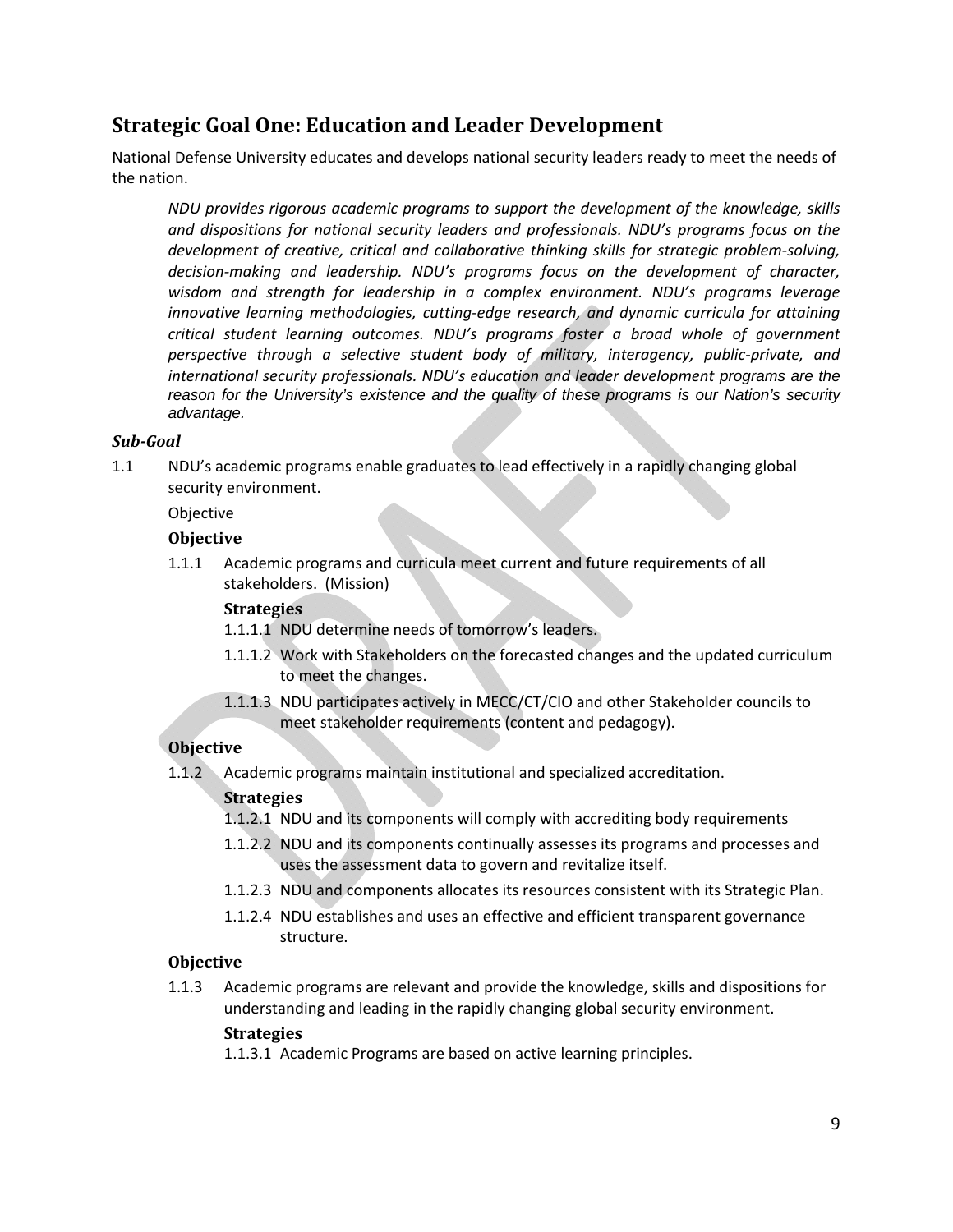## Strategic Goal One: Education and Leader Development

National Defense University educates and develops national security leaders ready to meet the needs of the nation.

> *NDU provides rigorous academic programs to support the development of the knowledge, skills and dispositions for national security leaders and professionals. NDU's programs focus on the development of creative, critical and collaborative thinking skills for strategic problem-solving, decision-making and leadership. NDU's programs focus on the development of character, wisdom and strength for leadership in a complex environment. NDU's programs leverage innovative learning methodologies, cutting-edge research, and dynamic curricula for attaining critical student learning outcomes. NDU's programs foster a broad whole of government perspective through a selective student body of military, interagency, public-private, and international security professionals. NDU's education and leader development programs are the reason for the University's existence and the quality of these programs is our Nation's security advantage.*

### *Sub-Goal*

1.1 NDU's academic programs enable graduates to lead effectively in a rapidly changing global security environment.

Objective

**Objective**

1.1.1 Academic programs and curricula meet current and future requirements of all stakeholders. (Mission)

**Strategies**

- 1.1.1.1 NDU determine needs of tomorrow's leaders.
- 1.1.1.2 Work with Stakeholders on the forecasted changes and the updated curriculum to meet the changes.
- 1.1.1.3 NDU participates actively in MECC/CT/CIO and other Stakeholder councils to meet stakeholder requirements (content and pedagogy).

**Objective**

1.1.2 Academic programs maintain institutional and specialized accreditation.

**Strategies**

- 1.1.2.1 NDU and its components will comply with accrediting body requirements
- 1.1.2.2 NDU and its components continually assesses its programs and processes and uses the assessment data to govern and revitalize itself.
- 1.1.2.3 NDU and components allocates its resources consistent with its Strategic Plan.
- 1.1.2.4 NDU establishes and uses an effective and efficient transparent governance structure.

**Objective**

1.1.3 Academic programs are relevant and provide the knowledge, skills and dispositions for understanding and leading in the rapidly changing global security environment.

**Strategies**

- 1.1.3.1 Academic Programs are based on active learning principles.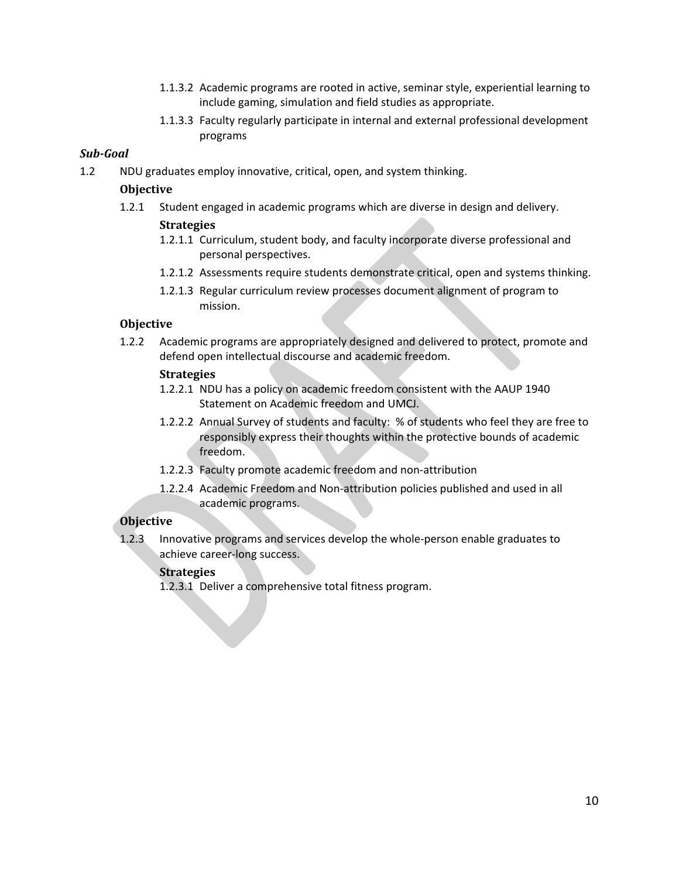1.1.3.2 Academic programs are rooted in active, seminar style, experiential learning to include gaming, simulation and field studies as appropriate.

1.1.3.3 Faculty regularly participate in internal and external professional development programs

***Sub-Goal***

1.2 NDU graduates employ innovative, critical, open, and system thinking.

**Objective**

1.2.1 Student engaged in academic programs which are diverse in design and delivery.

**Strategies**

1.2.1.1 Curriculum, student body, and faculty incorporate diverse professional and personal perspectives.

1.2.1.2 Assessments require students demonstrate critical, open and systems thinking.

1.2.1.3 Regular curriculum review processes document alignment of program to mission.

**Objective**

1.2.2 Academic programs are appropriately designed and delivered to protect, promote and defend open intellectual discourse and academic freedom.

**Strategies**

1.2.2.1 NDU has a policy on academic freedom consistent with the AAUP 1940 Statement on Academic freedom and UMCJ.

1.2.2.2 Annual Survey of students and faculty: % of students who feel they are free to responsibly express their thoughts within the protective bounds of academic freedom.

1.2.2.3 Faculty promote academic freedom and non-attribution

1.2.2.4 Academic Freedom and Non-attribution policies published and used in all academic programs.

**Objective**

1.2.3 Innovative programs and services develop the whole-person enable graduates to achieve career-long success.

**Strategies**

1.2.3.1 Deliver a comprehensive total fitness program.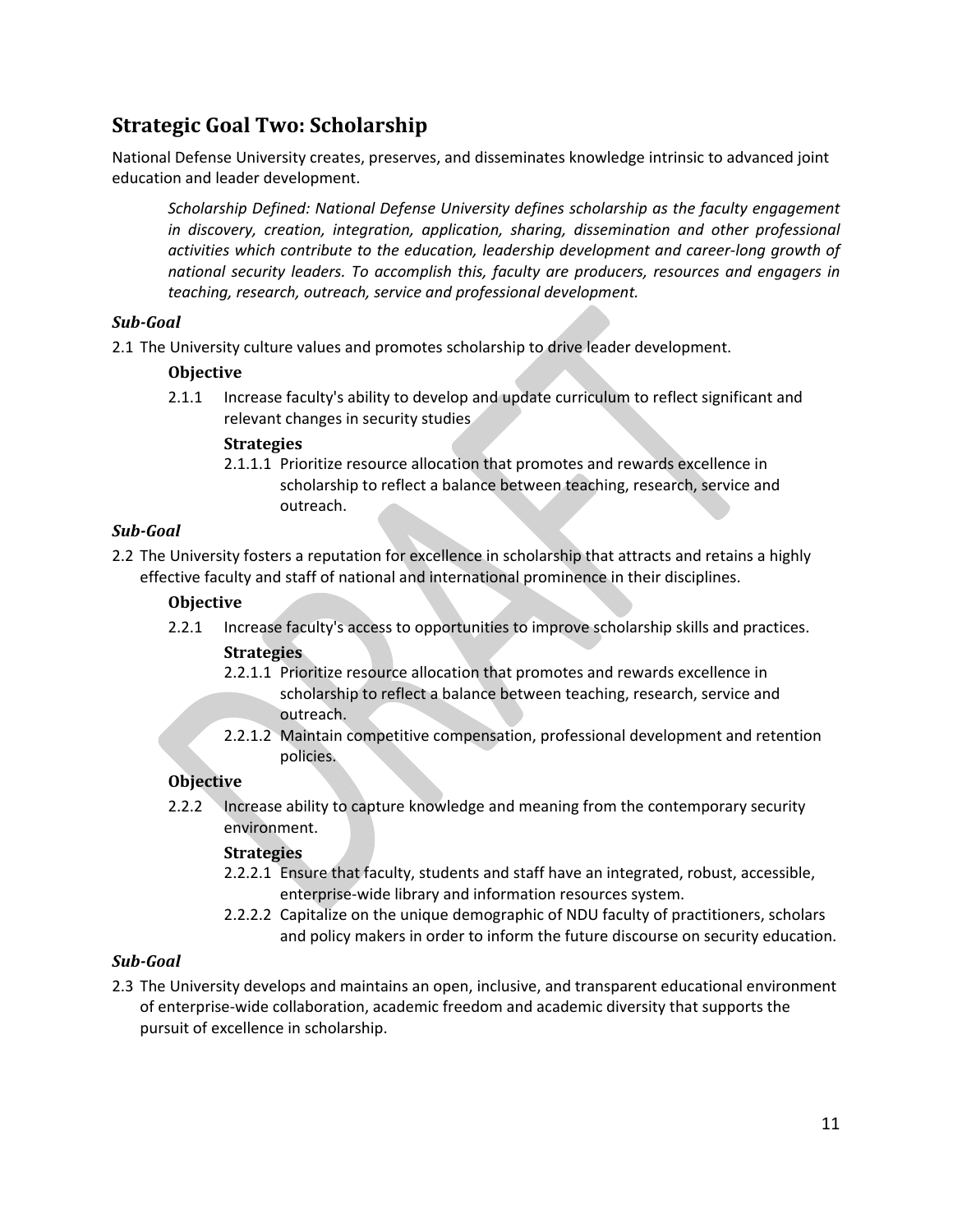## Strategic Goal Two: Scholarship

National Defense University creates, preserves, and disseminates knowledge intrinsic to advanced joint education and leader development.

> *Scholarship Defined: National Defense University defines scholarship as the faculty engagement in discovery, creation, integration, application, sharing, dissemination and other professional activities which contribute to the education, leadership development and career-long growth of national security leaders. To accomplish this, faculty are producers, resources and engagers in teaching, research, outreach, service and professional development.*

***Sub-Goal***

2.1 The University culture values and promotes scholarship to drive leader development.

**Objective**

2.1.1 Increase faculty's ability to develop and update curriculum to reflect significant and relevant changes in security studies

**Strategies**

2.1.1.1 Prioritize resource allocation that promotes and rewards excellence in scholarship to reflect a balance between teaching, research, service and outreach.

***Sub-Goal***

2.2 The University fosters a reputation for excellence in scholarship that attracts and retains a highly effective faculty and staff of national and international prominence in their disciplines.

**Objective**

2.2.1 Increase faculty's access to opportunities to improve scholarship skills and practices.

**Strategies**

2.2.1.1 Prioritize resource allocation that promotes and rewards excellence in scholarship to reflect a balance between teaching, research, service and outreach.

2.2.1.2 Maintain competitive compensation, professional development and retention policies.

**Objective**

2.2.2 Increase ability to capture knowledge and meaning from the contemporary security environment.

**Strategies**

2.2.2.1 Ensure that faculty, students and staff have an integrated, robust, accessible, enterprise-wide library and information resources system.

2.2.2.2 Capitalize on the unique demographic of NDU faculty of practitioners, scholars and policy makers in order to inform the future discourse on security education.

***Sub-Goal***

2.3 The University develops and maintains an open, inclusive, and transparent educational environment of enterprise-wide collaboration, academic freedom and academic diversity that supports the pursuit of excellence in scholarship.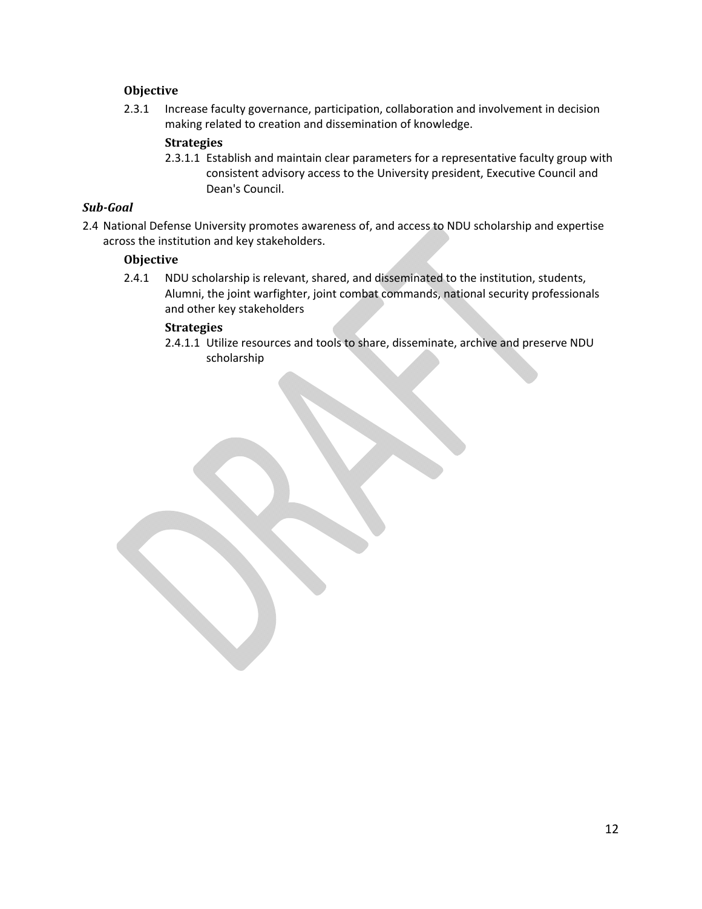**Objective**

2.3.1 Increase faculty governance, participation, collaboration and involvement in decision making related to creation and dissemination of knowledge.

**Strategies**

2.3.1.1 Establish and maintain clear parameters for a representative faculty group with consistent advisory access to the University president, Executive Council and Dean's Council.

***Sub-Goal***

2.4 National Defense University promotes awareness of, and access to NDU scholarship and expertise across the institution and key stakeholders.

**Objective**

2.4.1 NDU scholarship is relevant, shared, and disseminated to the institution, students, Alumni, the joint warfighter, joint combat commands, national security professionals and other key stakeholders

**Strategies**

2.4.1.1 Utilize resources and tools to share, disseminate, archive and preserve NDU scholarship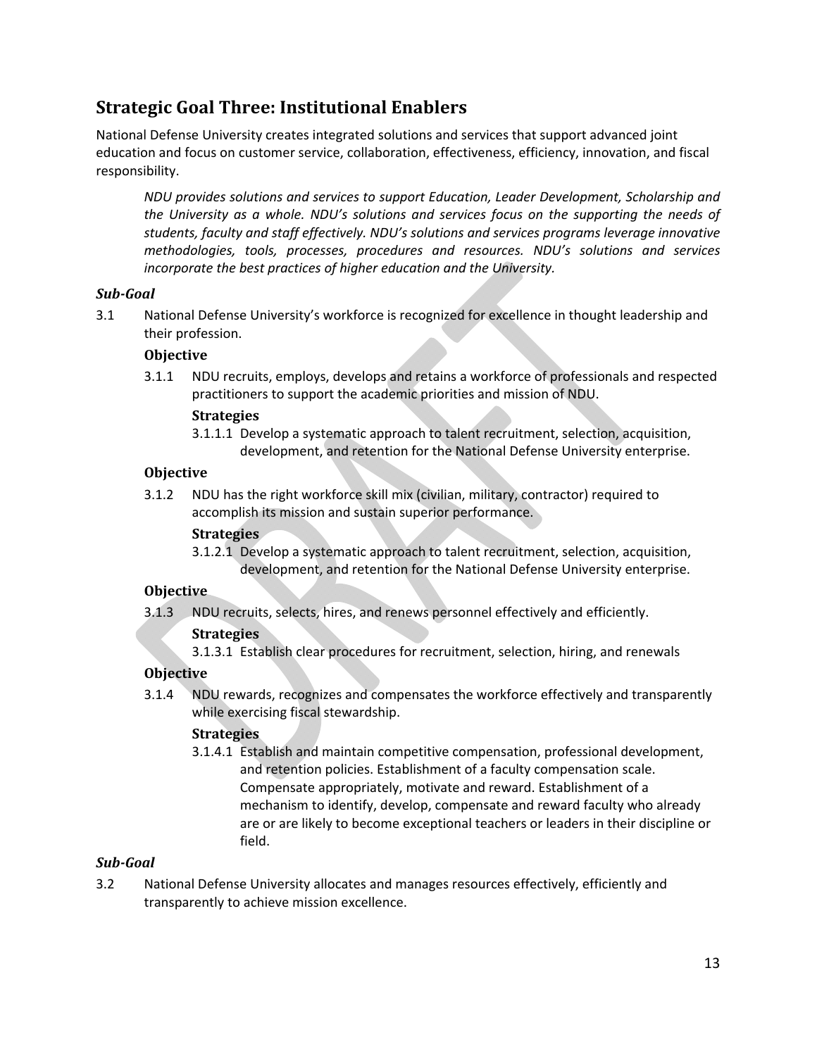## Strategic Goal Three: Institutional Enablers

National Defense University creates integrated solutions and services that support advanced joint education and focus on customer service, collaboration, effectiveness, efficiency, innovation, and fiscal responsibility.

> *NDU provides solutions and services to support Education, Leader Development, Scholarship and the University as a whole. NDU's solutions and services focus on the supporting the needs of students, faculty and staff effectively. NDU's solutions and services programs leverage innovative methodologies, tools, processes, procedures and resources. NDU's solutions and services incorporate the best practices of higher education and the University.*

### *Sub-Goal*

3.1 National Defense University's workforce is recognized for excellence in thought leadership and their profession.

#### Objective

3.1.1 NDU recruits, employs, develops and retains a workforce of professionals and respected practitioners to support the academic priorities and mission of NDU.

##### Strategies

3.1.1.1 Develop a systematic approach to talent recruitment, selection, acquisition, development, and retention for the National Defense University enterprise.

#### Objective

3.1.2 NDU has the right workforce skill mix (civilian, military, contractor) required to accomplish its mission and sustain superior performance.

##### Strategies

3.1.2.1 Develop a systematic approach to talent recruitment, selection, acquisition, development, and retention for the National Defense University enterprise.

#### Objective

3.1.3 NDU recruits, selects, hires, and renews personnel effectively and efficiently.

##### Strategies

3.1.3.1 Establish clear procedures for recruitment, selection, hiring, and renewals

#### Objective

3.1.4 NDU rewards, recognizes and compensates the workforce effectively and transparently while exercising fiscal stewardship.

##### Strategies

3.1.4.1 Establish and maintain competitive compensation, professional development, and retention policies. Establishment of a faculty compensation scale. Compensate appropriately, motivate and reward. Establishment of a mechanism to identify, develop, compensate and reward faculty who already are or are likely to become exceptional teachers or leaders in their discipline or field.

### *Sub-Goal*

3.2 National Defense University allocates and manages resources effectively, efficiently and transparently to achieve mission excellence.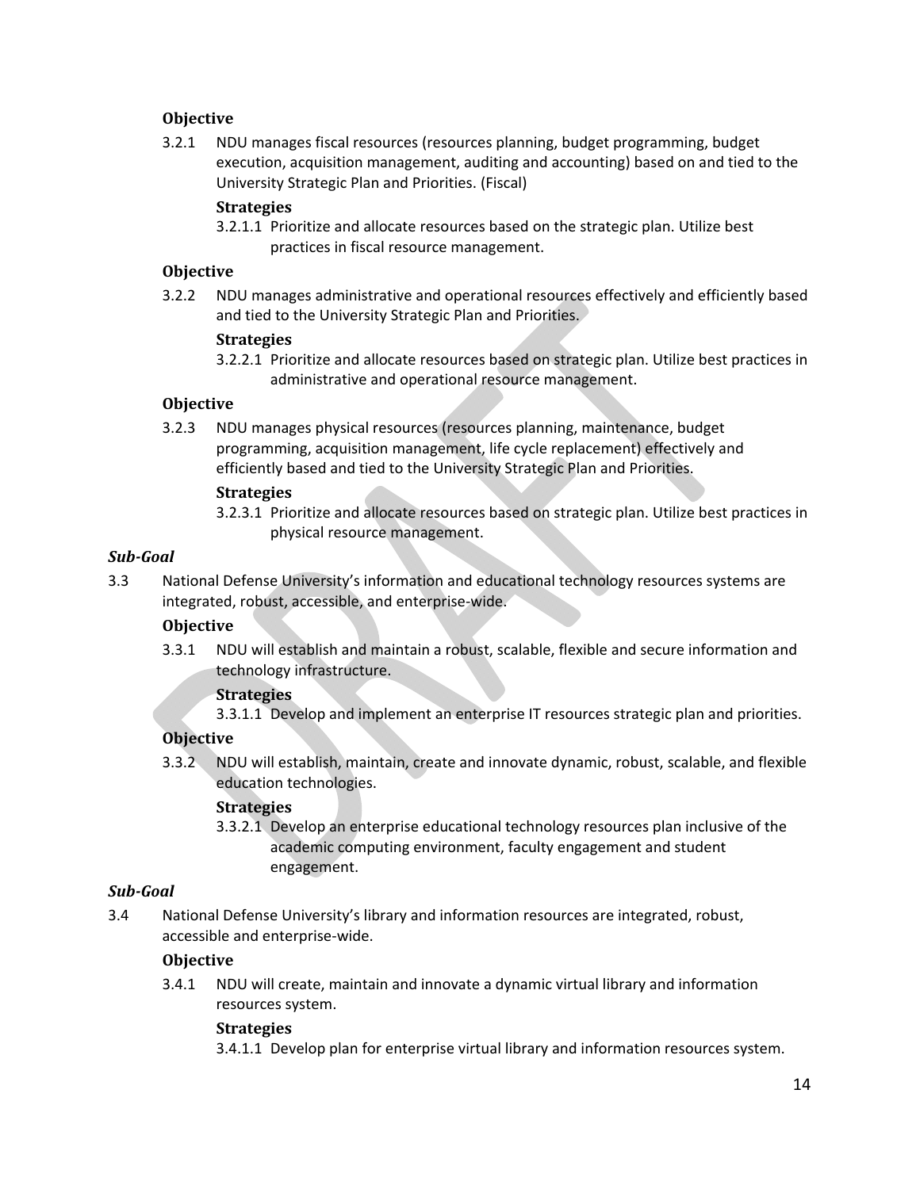#### Objective

3.2.1 NDU manages fiscal resources (resources planning, budget programming, budget execution, acquisition management, auditing and accounting) based on and tied to the University Strategic Plan and Priorities. (Fiscal)

**Strategies**

3.2.1.1 Prioritize and allocate resources based on the strategic plan. Utilize best practices in fiscal resource management.

#### Objective

3.2.2 NDU manages administrative and operational resources effectively and efficiently based and tied to the University Strategic Plan and Priorities.

**Strategies**

3.2.2.1 Prioritize and allocate resources based on strategic plan. Utilize best practices in administrative and operational resource management.

#### Objective

3.2.3 NDU manages physical resources (resources planning, maintenance, budget programming, acquisition management, life cycle replacement) effectively and efficiently based and tied to the University Strategic Plan and Priorities.

**Strategies**

3.2.3.1 Prioritize and allocate resources based on strategic plan. Utilize best practices in physical resource management.

### *Sub-Goal*

3.3 National Defense University's information and educational technology resources systems are integrated, robust, accessible, and enterprise-wide.

#### Objective

3.3.1 NDU will establish and maintain a robust, scalable, flexible and secure information and technology infrastructure.

**Strategies**

3.3.1.1 Develop and implement an enterprise IT resources strategic plan and priorities.

#### Objective

3.3.2 NDU will establish, maintain, create and innovate dynamic, robust, scalable, and flexible education technologies.

**Strategies**

3.3.2.1 Develop an enterprise educational technology resources plan inclusive of the academic computing environment, faculty engagement and student engagement.

### *Sub-Goal*

3.4 National Defense University's library and information resources are integrated, robust, accessible and enterprise-wide.

#### Objective

3.4.1 NDU will create, maintain and innovate a dynamic virtual library and information resources system.

**Strategies**

3.4.1.1 Develop plan for enterprise virtual library and information resources system.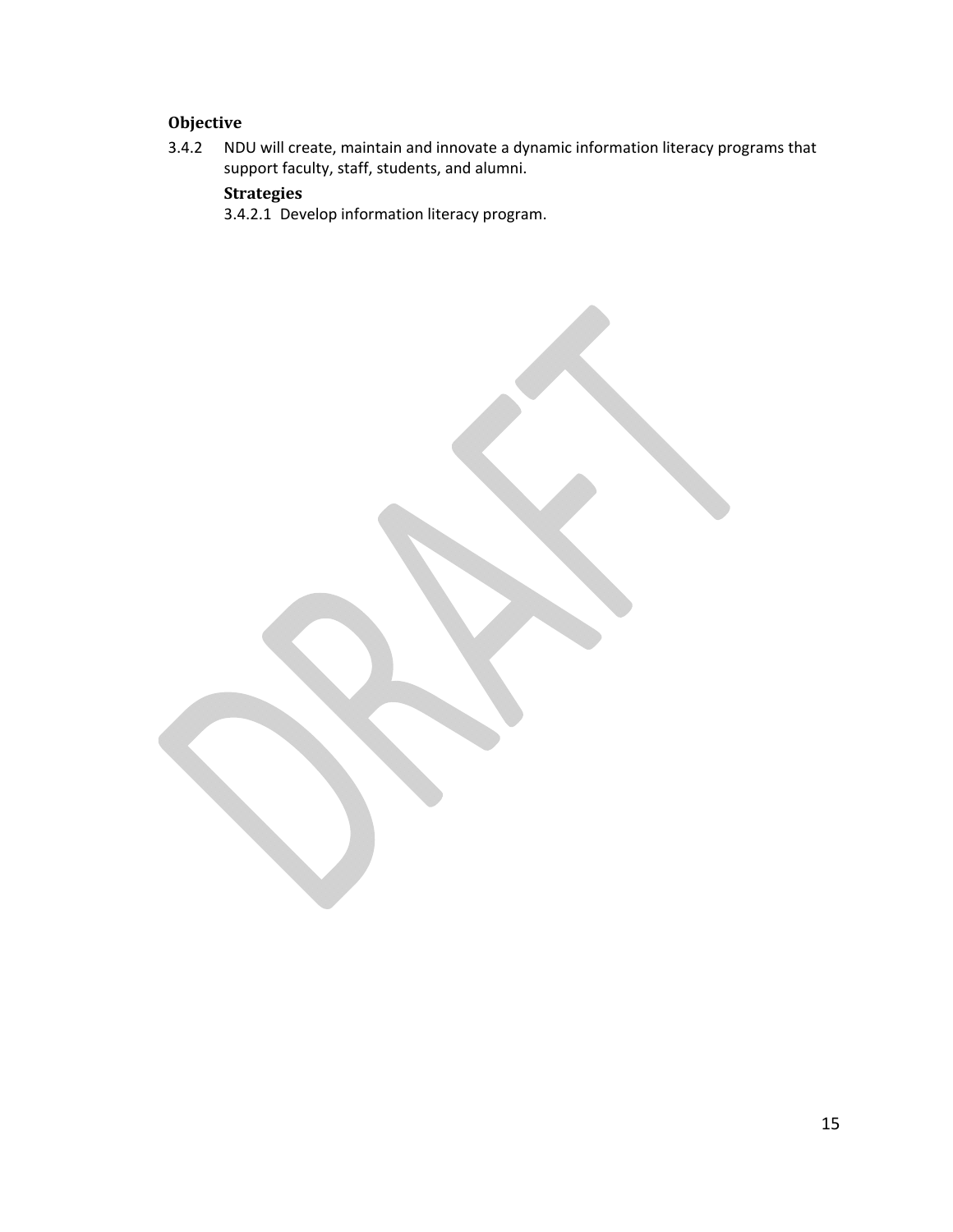**Objective**

3.4.2 NDU will create, maintain and innovate a dynamic information literacy programs that support faculty, staff, students, and alumni.

**Strategies**

3.4.2.1 Develop information literacy program.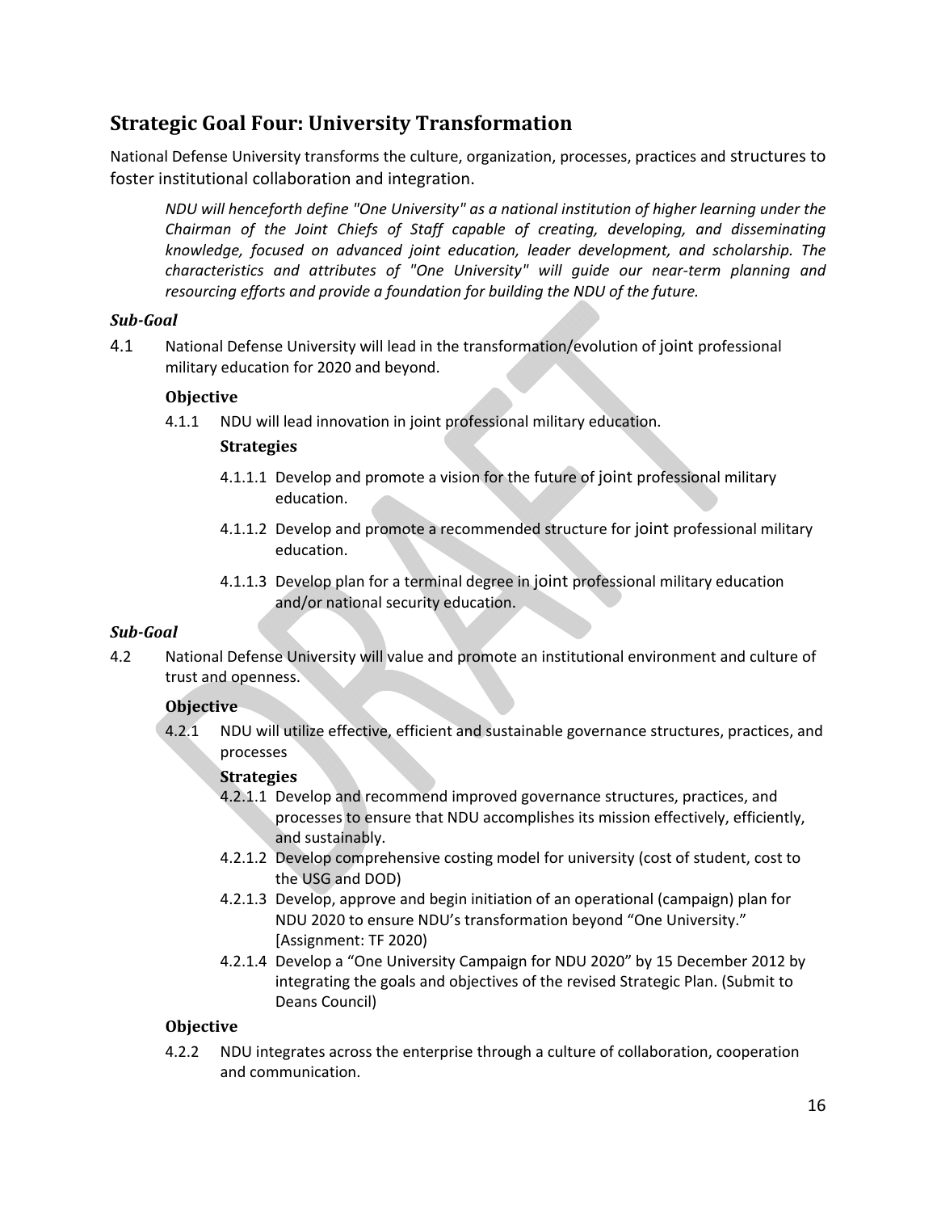## Strategic Goal Four: University Transformation

National Defense University transforms the culture, organization, processes, practices and structures to foster institutional collaboration and integration.

> *NDU will henceforth define "One University" as a national institution of higher learning under the Chairman of the Joint Chiefs of Staff capable of creating, developing, and disseminating knowledge, focused on advanced joint education, leader development, and scholarship. The characteristics and attributes of "One University" will guide our near-term planning and resourcing efforts and provide a foundation for building the NDU of the future.*

***Sub-Goal***

4.1 National Defense University will lead in the transformation/evolution of joint professional military education for 2020 and beyond.

**Objective**

4.1.1 NDU will lead innovation in joint professional military education.

**Strategies**

- 4.1.1.1 Develop and promote a vision for the future of joint professional military education.
- 4.1.1.2 Develop and promote a recommended structure for joint professional military education.
- 4.1.1.3 Develop plan for a terminal degree in joint professional military education and/or national security education.

***Sub-Goal***

4.2 National Defense University will value and promote an institutional environment and culture of trust and openness.

**Objective**

4.2.1 NDU will utilize effective, efficient and sustainable governance structures, practices, and processes

**Strategies**

- 4.2.1.1 Develop and recommend improved governance structures, practices, and processes to ensure that NDU accomplishes its mission effectively, efficiently, and sustainably.
- 4.2.1.2 Develop comprehensive costing model for university (cost of student, cost to the USG and DOD)
- 4.2.1.3 Develop, approve and begin initiation of an operational (campaign) plan for NDU 2020 to ensure NDU's transformation beyond "One University." [Assignment: TF 2020)
- 4.2.1.4 Develop a "One University Campaign for NDU 2020" by 15 December 2012 by integrating the goals and objectives of the revised Strategic Plan. (Submit to Deans Council)

**Objective**

4.2.2 NDU integrates across the enterprise through a culture of collaboration, cooperation and communication.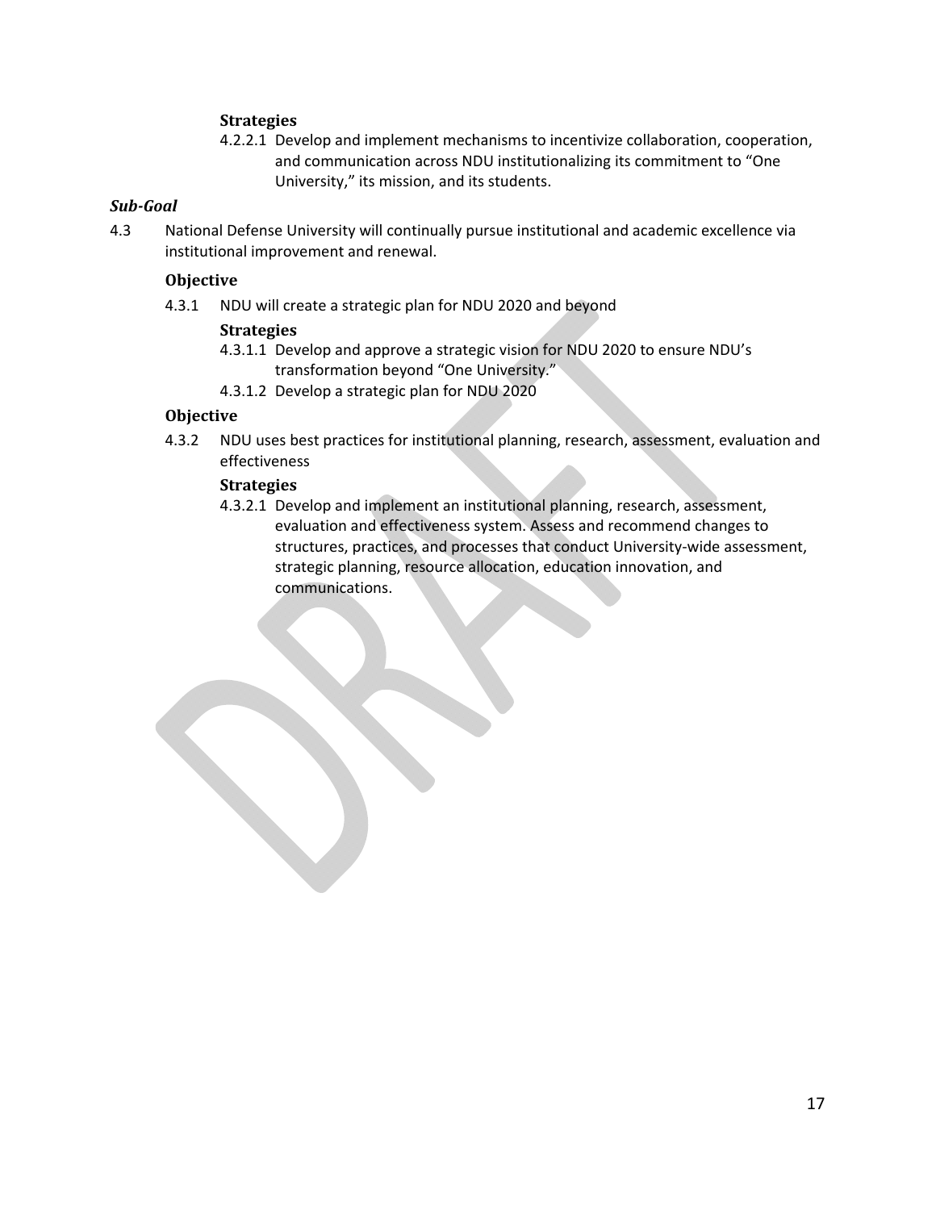#### Strategies

4.2.2.1 Develop and implement mechanisms to incentivize collaboration, cooperation, and communication across NDU institutionalizing its commitment to “One University,” its mission, and its students.

### *Sub-Goal*

4.3 National Defense University will continually pursue institutional and academic excellence via institutional improvement and renewal.

#### Objective

4.3.1 NDU will create a strategic plan for NDU 2020 and beyond

#### Strategies

4.3.1.1 Develop and approve a strategic vision for NDU 2020 to ensure NDU’s transformation beyond “One University.”

4.3.1.2 Develop a strategic plan for NDU 2020

#### Objective

4.3.2 NDU uses best practices for institutional planning, research, assessment, evaluation and effectiveness

#### Strategies

4.3.2.1 Develop and implement an institutional planning, research, assessment, evaluation and effectiveness system. Assess and recommend changes to structures, practices, and processes that conduct University-wide assessment, strategic planning, resource allocation, education innovation, and communications.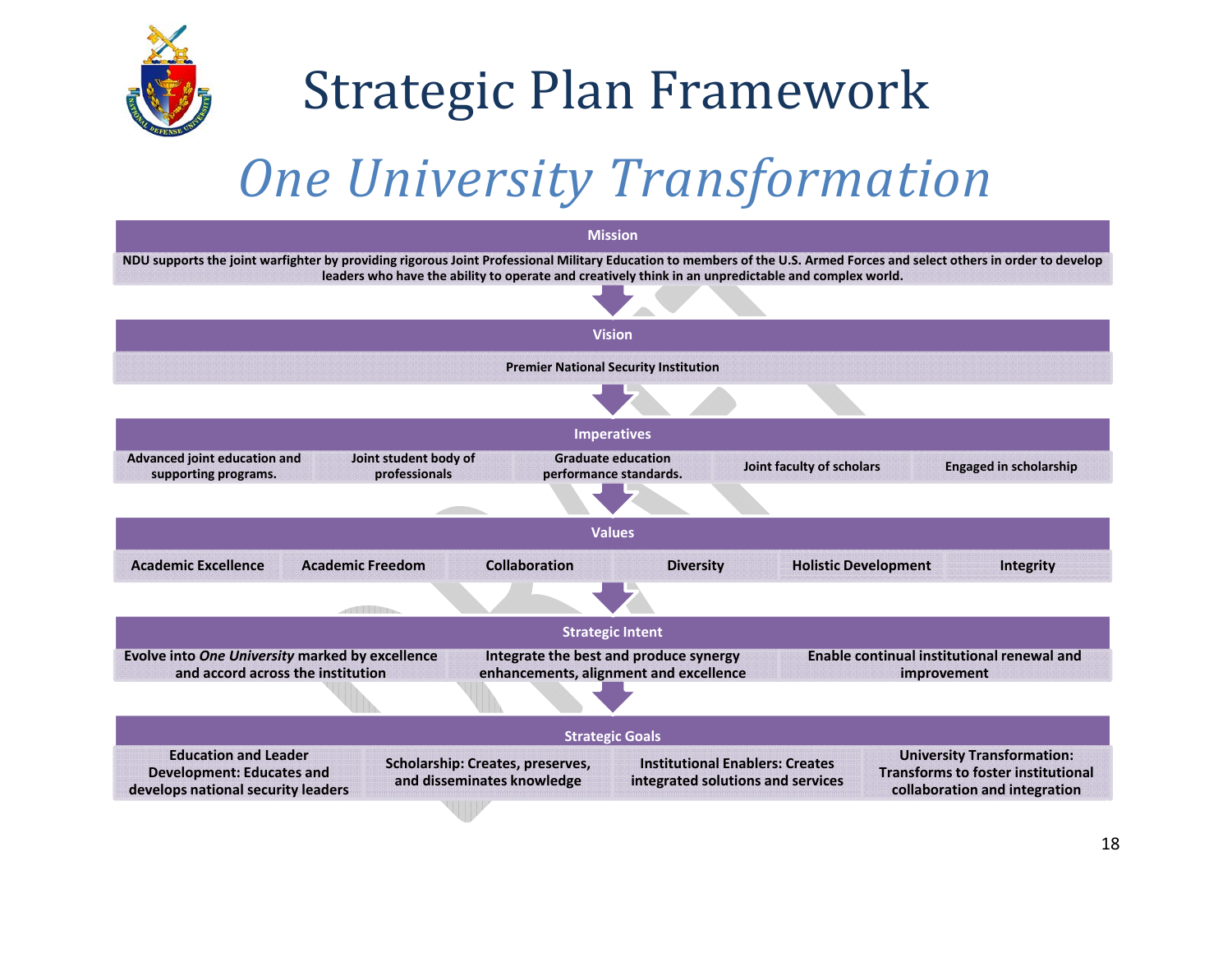# Strategic Plan Framework

## *One University Transformation*

### Mission

NDU supports the joint warfighter by providing rigorous Joint Professional Military Education to members of the U.S. Armed Forces and select others in order to develop leaders who have the ability to operate and creatively think in an unpredictable and complex world.

### Vision

Premier National Security Institution

### Imperatives

| Advanced joint education and supporting programs. | Joint student body of professionals | Graduate education performance standards. | Joint faculty of scholars | Engaged in scholarship |
|---|---|---|---|---|

### Values

| Academic Excellence | Academic Freedom | Collaboration | Diversity | Holistic Development | Integrity |
|---|---|---|---|---|---|

### Strategic Intent

| Evolve into *One University* marked by excellence and accord across the institution | Integrate the best and produce synergy enhancements, alignment and excellence | Enable continual institutional renewal and improvement |
|---|---|---|

### Strategic Goals

| Education and Leader Development: Educates and develops national security leaders | Scholarship: Creates, preserves, and disseminates knowledge | Institutional Enablers: Creates integrated solutions and services | University Transformation: Transforms to foster institutional collaboration and integration |
|---|---|---|---|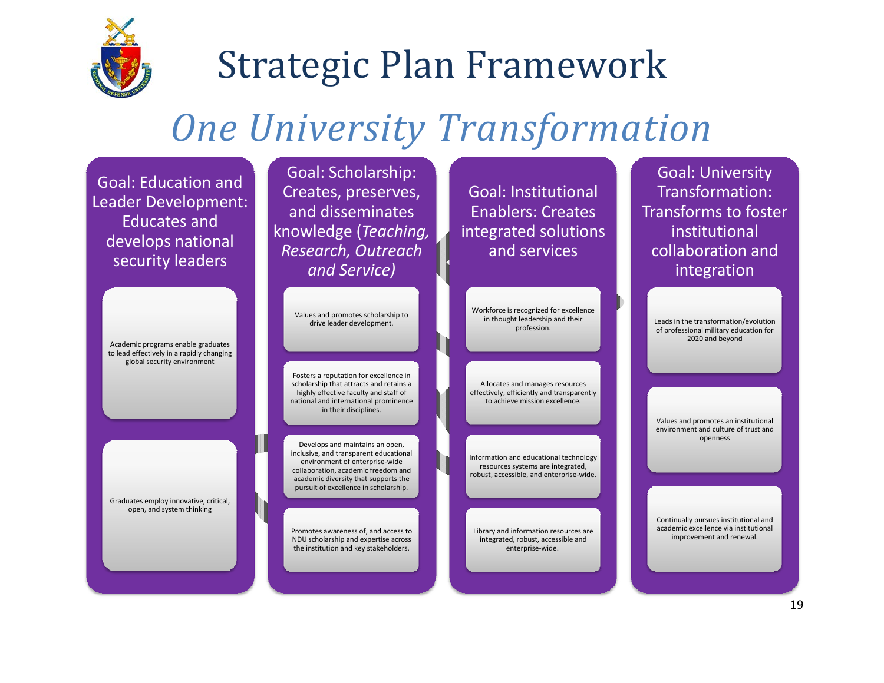# Strategic Plan Framework

## *One University Transformation*

### Goal: Education and Leader Development: Educates and develops national security leaders

- Academic programs enable graduates to lead effectively in a rapidly changing global security environment
- Graduates employ innovative, critical, open, and system thinking

### Goal: Scholarship: Creates, preserves, and disseminates knowledge (*Teaching, Research, Outreach and Service)*

- Values and promotes scholarship to drive leader development.
- Fosters a reputation for excellence in scholarship that attracts and retains a highly effective faculty and staff of national and international prominence in their disciplines.
- Develops and maintains an open, inclusive, and transparent educational environment of enterprise-wide collaboration, academic freedom and academic diversity that supports the pursuit of excellence in scholarship.
- Promotes awareness of, and access to NDU scholarship and expertise across the institution and key stakeholders.

### Goal: Institutional Enablers: Creates integrated solutions and services

- Workforce is recognized for excellence in thought leadership and their profession.
- Allocates and manages resources effectively, efficiently and transparently to achieve mission excellence.
- Information and educational technology resources systems are integrated, robust, accessible, and enterprise-wide.
- Library and information resources are integrated, robust, accessible and enterprise-wide.

### Goal: University Transformation: Transforms to foster institutional collaboration and integration

- Leads in the transformation/evolution of professional military education for 2020 and beyond
- Values and promotes an institutional environment and culture of trust and openness
- Continually pursues institutional and academic excellence via institutional improvement and renewal.